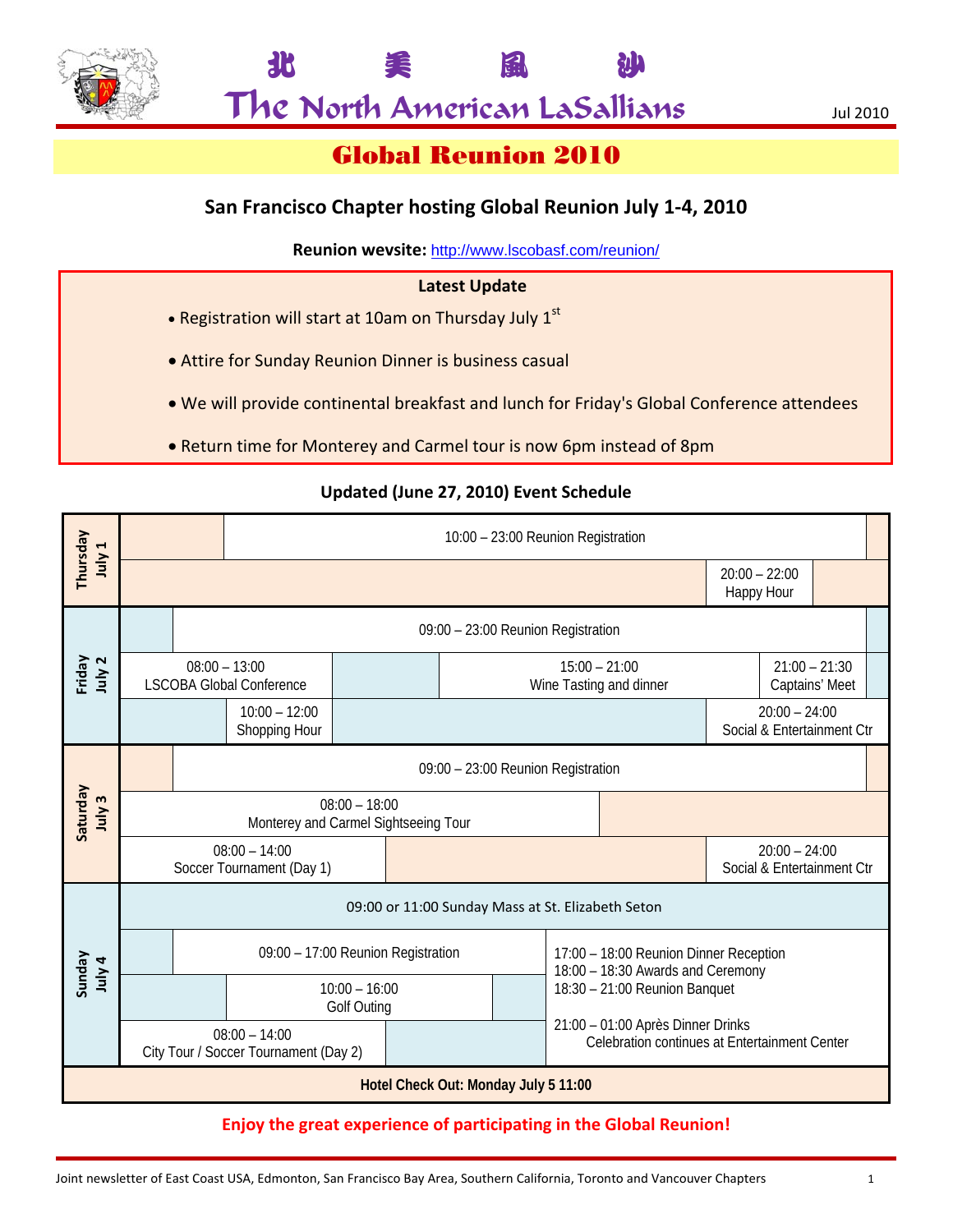北　　美　　風　　沙

# The North American LaSallians

Jul 2010

## Global Reunion 2010

### San Francisco Chapter hosting Global Reunion July 1-4, 2010

**Reunion wevsite:** http://www.lscobasf.com/reunion/

**Latest Update**

- Registration will start at 10am on Thursday July 1st
- Attire for Sunday Reunion Dinner is business casual
- We will provide continental breakfast and lunch for Friday's Global Conference attendees
- Return time for Monterey and Carmel tour is now 6pm instead of 8pm

**Updated (June 27, 2010) Event Schedule**

| Day | Events |
|---|---|
| Thursday July 1 | 10:00 – 23:00 Reunion Registration |
| | 20:00 – 22:00 Happy Hour |
| Friday July 2 | 09:00 – 23:00 Reunion Registration |
| | 08:00 – 13:00 LSCOBA Global Conference |
| | 15:00 – 21:00 Wine Tasting and dinner |
| | 21:00 – 21:30 Captains' Meet |
| | 10:00 – 12:00 Shopping Hour |
| | 20:00 – 24:00 Social & Entertainment Ctr |
| Saturday July 3 | 09:00 – 23:00 Reunion Registration |
| | 08:00 – 18:00 Monterey and Carmel Sightseeing Tour |
| | 08:00 – 14:00 Soccer Tournament (Day 1) |
| | 20:00 – 24:00 Social & Entertainment Ctr |
| Sunday July 4 | 09:00 or 11:00 Sunday Mass at St. Elizabeth Seton |
| | 09:00 – 17:00 Reunion Registration |
| | 10:00 – 16:00 Golf Outing |
| | 08:00 – 14:00 City Tour / Soccer Tournament (Day 2) |
| | 17:00 – 18:00 Reunion Dinner Reception<br>18:00 – 18:30 Awards and Ceremony<br>18:30 – 21:00 Reunion Banquet |
| | 21:00 – 01:00 Après Dinner Drinks<br>Celebration continues at Entertainment Center |
| Hotel Check Out: Monday July 5 11:00 | |

**Enjoy the great experience of participating in the Global Reunion!**

Joint newsletter of East Coast USA, Edmonton, San Francisco Bay Area, Southern California, Toronto and Vancouver Chapters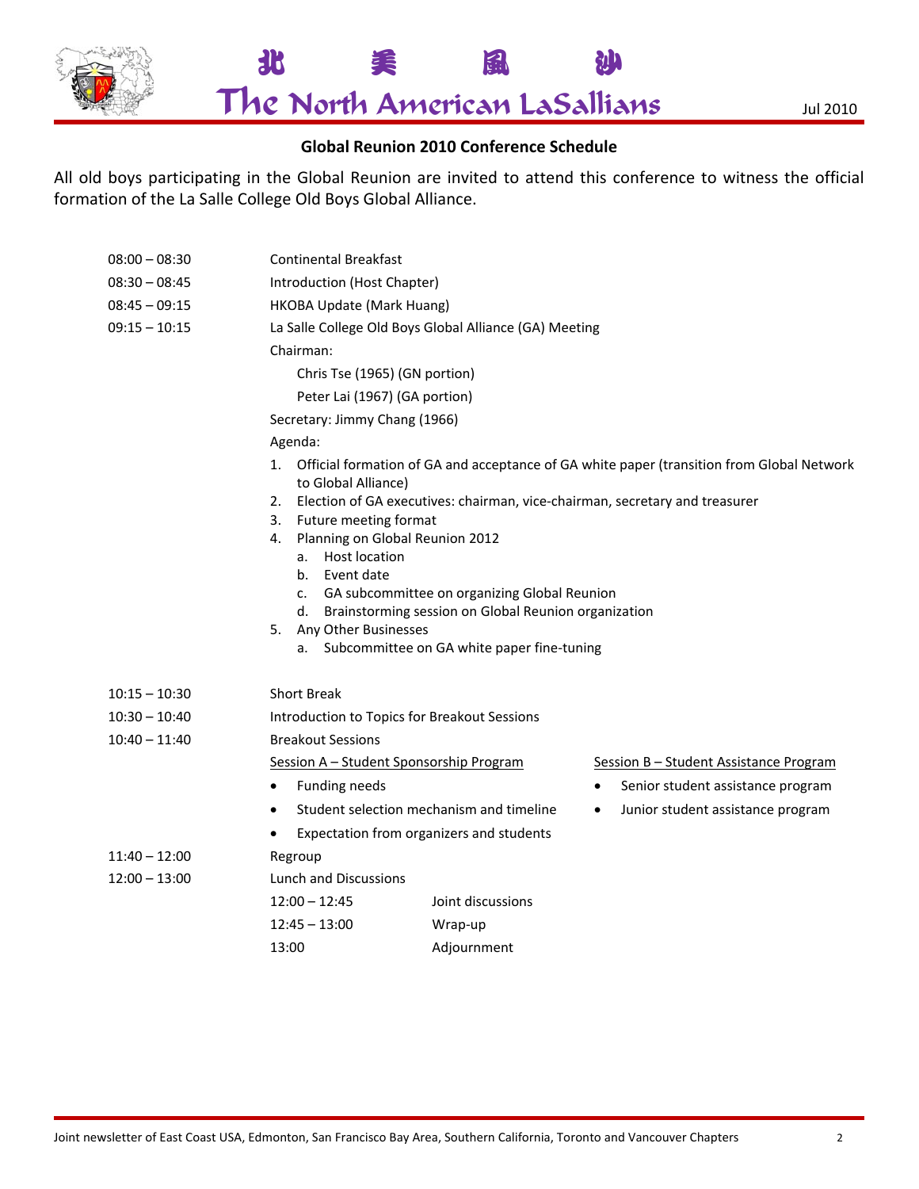## Global Reunion 2010 Conference Schedule

All old boys participating in the Global Reunion are invited to attend this conference to witness the official formation of the La Salle College Old Boys Global Alliance.

| | |
|---|---|
| 08:00 – 08:30 | Continental Breakfast |
| 08:30 – 08:45 | Introduction (Host Chapter) |
| 08:45 – 09:15 | HKOBA Update (Mark Huang) |
| 09:15 – 10:15 | La Salle College Old Boys Global Alliance (GA) Meeting |

Chairman:

- Chris Tse (1965) (GN portion)
- Peter Lai (1967) (GA portion)

Secretary: Jimmy Chang (1966)

Agenda:

1. Official formation of GA and acceptance of GA white paper (transition from Global Network to Global Alliance)
2. Election of GA executives: chairman, vice-chairman, secretary and treasurer
3. Future meeting format
4. Planning on Global Reunion 2012
   a. Host location
   b. Event date
   c. GA subcommittee on organizing Global Reunion
   d. Brainstorming session on Global Reunion organization
5. Any Other Businesses
   a. Subcommittee on GA white paper fine-tuning

| | |
|---|---|
| 10:15 – 10:30 | Short Break |
| 10:30 – 10:40 | Introduction to Topics for Breakout Sessions |
| 10:40 – 11:40 | Breakout Sessions |

Session A – Student Sponsorship Program

- Funding needs
- Student selection mechanism and timeline
- Expectation from organizers and students

Session B – Student Assistance Program

- Senior student assistance program
- Junior student assistance program

| | |
|---|---|
| 11:40 – 12:00 | Regroup |
| 12:00 – 13:00 | Lunch and Discussions |

| | |
|---|---|
| 12:00 – 12:45 | Joint discussions |
| 12:45 – 13:00 | Wrap-up |
| 13:00 | Adjournment |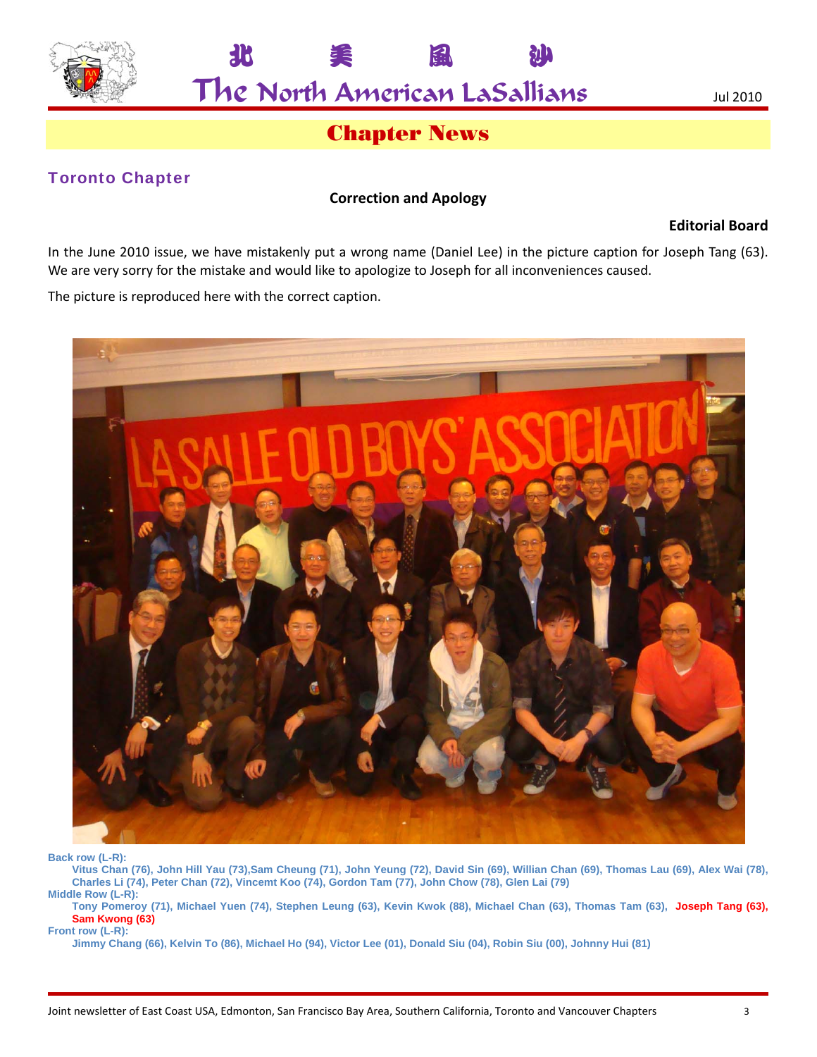## Chapter News

### Toronto Chapter

**Correction and Apology**

**Editorial Board**

In the June 2010 issue, we have mistakenly put a wrong name (Daniel Lee) in the picture caption for Joseph Tang (63). We are very sorry for the mistake and would like to apologize to Joseph for all inconveniences caused.

The picture is reproduced here with the correct caption.

**Back row (L-R):**
Vitus Chan (76), John Hill Yau (73),Sam Cheung (71), John Yeung (72), David Sin (69), Willian Chan (69), Thomas Lau (69), Alex Wai (78), Charles Li (74), Peter Chan (72), Vincemt Koo (74), Gordon Tam (77), John Chow (78), Glen Lai (79)

**Middle Row (L-R):**
Tony Pomeroy (71), Michael Yuen (74), Stephen Leung (63), Kevin Kwok (88), Michael Chan (63), Thomas Tam (63), **Joseph Tang (63), Sam Kwong (63)**

**Front row (L-R):**
Jimmy Chang (66), Kelvin To (86), Michael Ho (94), Victor Lee (01), Donald Siu (04), Robin Siu (00), Johnny Hui (81)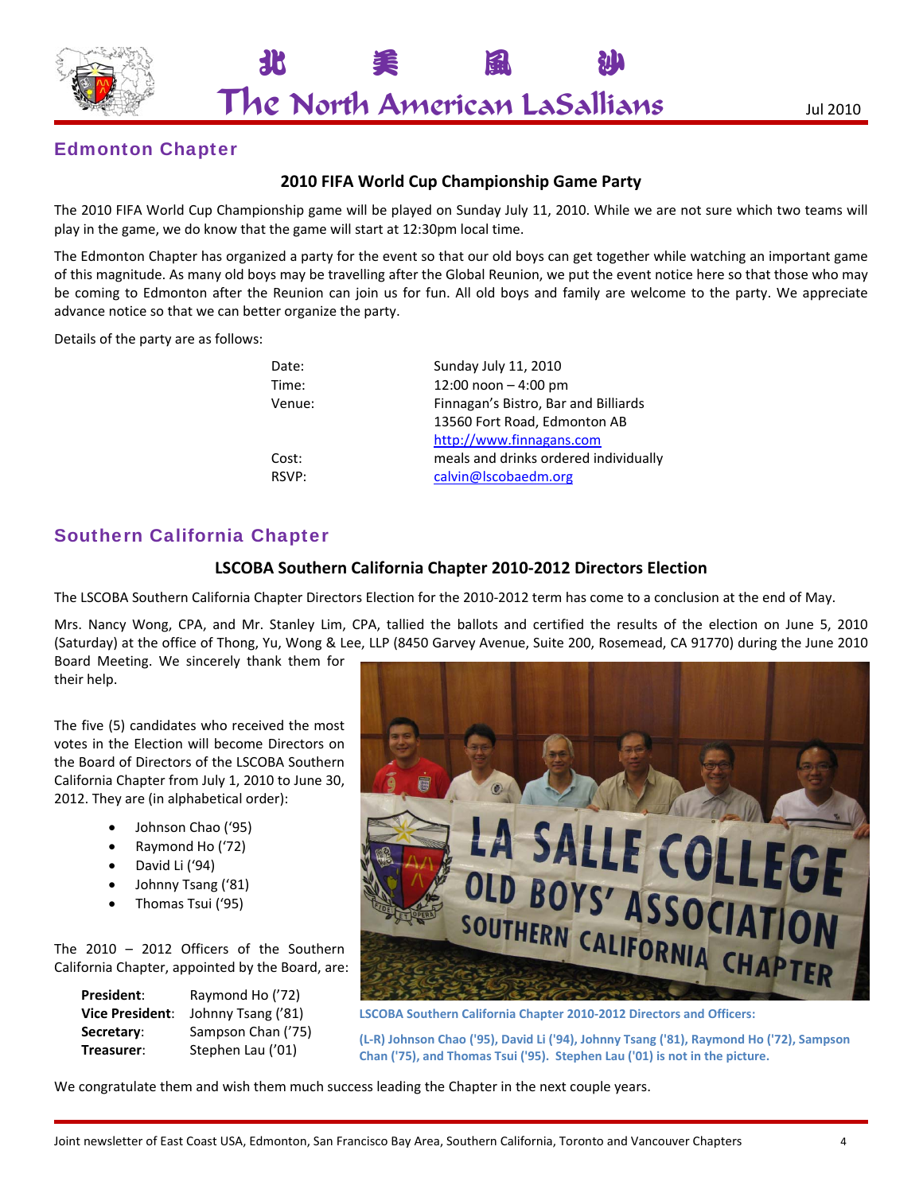## Edmonton Chapter

### 2010 FIFA World Cup Championship Game Party

The 2010 FIFA World Cup Championship game will be played on Sunday July 11, 2010. While we are not sure which two teams will play in the game, we do know that the game will start at 12:30pm local time.

The Edmonton Chapter has organized a party for the event so that our old boys can get together while watching an important game of this magnitude. As many old boys may be travelling after the Global Reunion, we put the event notice here so that those who may be coming to Edmonton after the Reunion can join us for fun. All old boys and family are welcome to the party. We appreciate advance notice so that we can better organize the party.

Details of the party are as follows:

| | |
|---|---|
| Date: | Sunday July 11, 2010 |
| Time: | 12:00 noon – 4:00 pm |
| Venue: | Finnagan's Bistro, Bar and Billiards<br>13560 Fort Road, Edmonton AB<br>http://www.finnagans.com |
| Cost: | meals and drinks ordered individually |
| RSVP: | calvin@lscobaedm.org |

## Southern California Chapter

### LSCOBA Southern California Chapter 2010-2012 Directors Election

The LSCOBA Southern California Chapter Directors Election for the 2010-2012 term has come to a conclusion at the end of May.

Mrs. Nancy Wong, CPA, and Mr. Stanley Lim, CPA, tallied the ballots and certified the results of the election on June 5, 2010 (Saturday) at the office of Thong, Yu, Wong & Lee, LLP (8450 Garvey Avenue, Suite 200, Rosemead, CA 91770) during the June 2010 Board Meeting. We sincerely thank them for their help.

The five (5) candidates who received the most votes in the Election will become Directors on the Board of Directors of the LSCOBA Southern California Chapter from July 1, 2010 to June 30, 2012. They are (in alphabetical order):

- Johnson Chao ('95)
- Raymond Ho ('72)
- David Li ('94)
- Johnny Tsang ('81)
- Thomas Tsui ('95)

The 2010 – 2012 Officers of the Southern California Chapter, appointed by the Board, are:

| | |
|---|---|
| **President**: | Raymond Ho ('72) |
| **Vice President**: | Johnny Tsang ('81) |
| **Secretary**: | Sampson Chan ('75) |
| **Treasurer**: | Stephen Lau ('01) |

**LSCOBA Southern California Chapter 2010-2012 Directors and Officers:**

**(L-R) Johnson Chao ('95), David Li ('94), Johnny Tsang ('81), Raymond Ho ('72), Sampson Chan ('75), and Thomas Tsui ('95). Stephen Lau ('01) is not in the picture.**

We congratulate them and wish them much success leading the Chapter in the next couple years.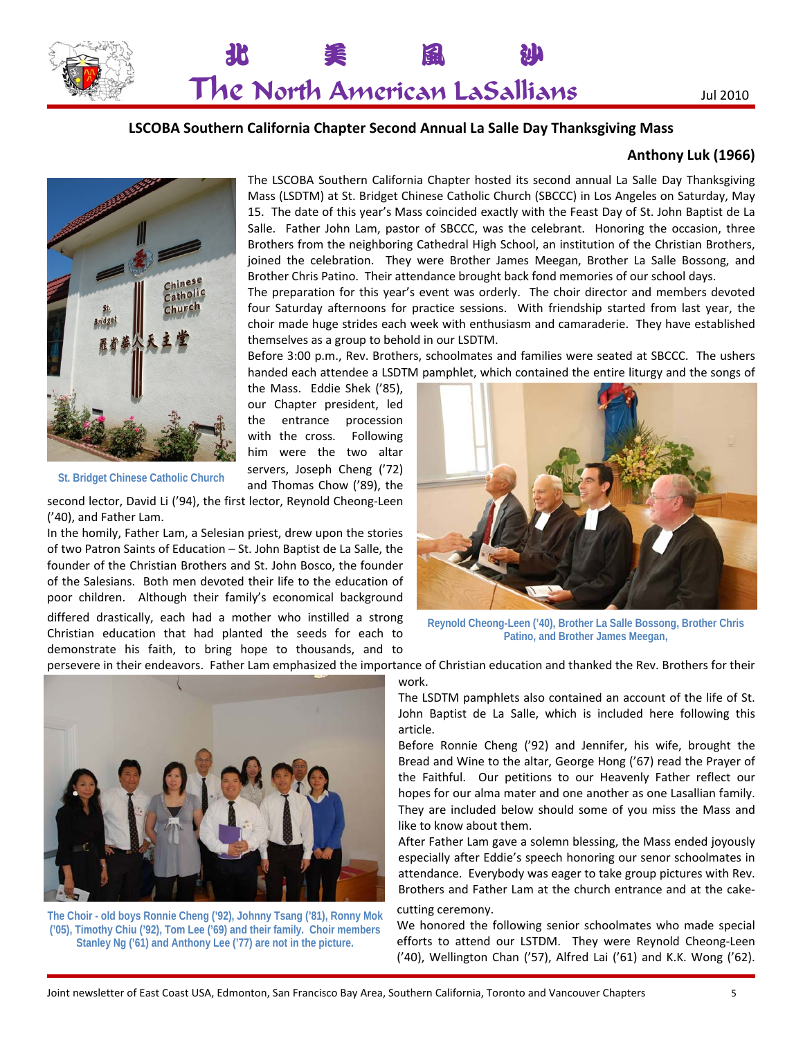## LSCOBA Southern California Chapter Second Annual La Salle Day Thanksgiving Mass

**Anthony Luk (1966)**

St. Bridget Chinese Catholic Church

The LSCOBA Southern California Chapter hosted its second annual La Salle Day Thanksgiving Mass (LSDTM) at St. Bridget Chinese Catholic Church (SBCCC) in Los Angeles on Saturday, May 15. The date of this year's Mass coincided exactly with the Feast Day of St. John Baptist de La Salle. Father John Lam, pastor of SBCCC, was the celebrant. Honoring the occasion, three Brothers from the neighboring Cathedral High School, an institution of the Christian Brothers, joined the celebration. They were Brother James Meegan, Brother La Salle Bossong, and Brother Chris Patino. Their attendance brought back fond memories of our school days.

The preparation for this year's event was orderly. The choir director and members devoted four Saturday afternoons for practice sessions. With friendship started from last year, the choir made huge strides each week with enthusiasm and camaraderie. They have established themselves as a group to behold in our LSDTM.

Before 3:00 p.m., Rev. Brothers, schoolmates and families were seated at SBCCC. The ushers handed each attendee a LSDTM pamphlet, which contained the entire liturgy and the songs of the Mass. Eddie Shek ('85), our Chapter president, led the entrance procession with the cross. Following him were the two altar servers, Joseph Cheng ('72) and Thomas Chow ('89), the second lector, David Li ('94), the first lector, Reynold Cheong-Leen ('40), and Father Lam.

Reynold Cheong-Leen ('40), Brother La Salle Bossong, Brother Chris Patino, and Brother James Meegan,

In the homily, Father Lam, a Selesian priest, drew upon the stories of two Patron Saints of Education – St. John Baptist de La Salle, the founder of the Christian Brothers and St. John Bosco, the founder of the Salesians. Both men devoted their life to the education of poor children. Although their family's economical background differed drastically, each had a mother who instilled a strong Christian education that had planted the seeds for each to demonstrate his faith, to bring hope to thousands, and to persevere in their endeavors. Father Lam emphasized the importance of Christian education and thanked the Rev. Brothers for their work.

The LSDTM pamphlets also contained an account of the life of St. John Baptist de La Salle, which is included here following this article.

Before Ronnie Cheng ('92) and Jennifer, his wife, brought the Bread and Wine to the altar, George Hong ('67) read the Prayer of the Faithful. Our petitions to our Heavenly Father reflect our hopes for our alma mater and one another as one Lasallian family. They are included below should some of you miss the Mass and like to know about them.

After Father Lam gave a solemn blessing, the Mass ended joyously especially after Eddie's speech honoring our senor schoolmates in attendance. Everybody was eager to take group pictures with Rev. Brothers and Father Lam at the church entrance and at the cake-cutting ceremony.

The Choir - old boys Ronnie Cheng ('92), Johnny Tsang ('81), Ronny Mok ('05), Timothy Chiu ('92), Tom Lee ('69) and their family. Choir members Stanley Ng ('61) and Anthony Lee ('77) are not in the picture.

We honored the following senior schoolmates who made special efforts to attend our LSTDM. They were Reynold Cheong-Leen ('40), Wellington Chan ('57), Alfred Lai ('61) and K.K. Wong ('62).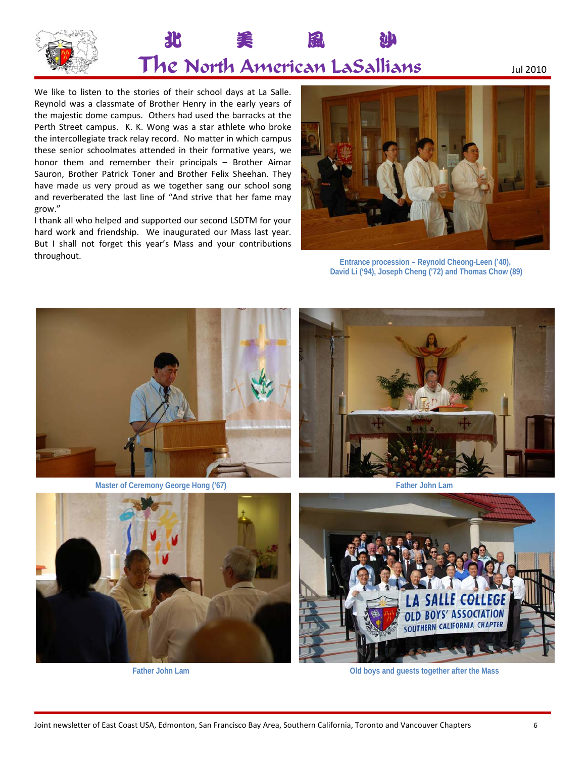We like to listen to the stories of their school days at La Salle. Reynold was a classmate of Brother Henry in the early years of the majestic dome campus. Others had used the barracks at the Perth Street campus. K. K. Wong was a star athlete who broke the intercollegiate track relay record. No matter in which campus these senior schoolmates attended in their formative years, we honor them and remember their principals – Brother Aimar Sauron, Brother Patrick Toner and Brother Felix Sheehan. They have made us very proud as we together sang our school song and reverberated the last line of "And strive that her fame may grow."

I thank all who helped and supported our second LSDTM for your hard work and friendship. We inaugurated our Mass last year. But I shall not forget this year's Mass and your contributions throughout.

Entrance procession – Reynold Cheong-Leen ('40), David Li ('94), Joseph Cheng ('72) and Thomas Chow (89)

Master of Ceremony George Hong ('67)

Father John Lam

Father John Lam

Old boys and guests together after the Mass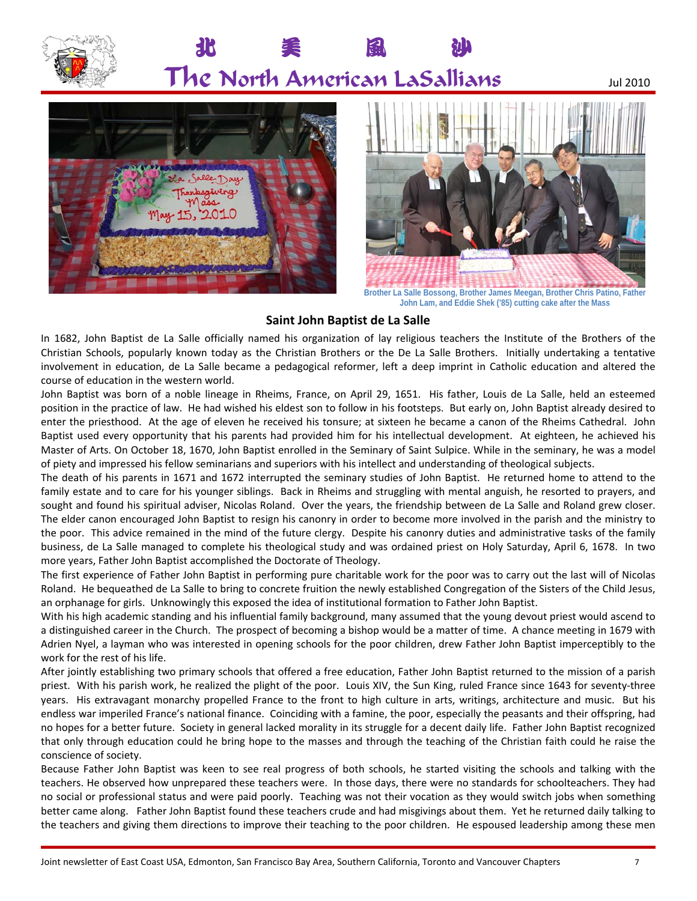Brother La Salle Bossong, Brother James Meegan, Brother Chris Patino, Father John Lam, and Eddie Shek ('85) cutting cake after the Mass

## Saint John Baptist de La Salle

In 1682, John Baptist de La Salle officially named his organization of lay religious teachers the Institute of the Brothers of the Christian Schools, popularly known today as the Christian Brothers or the De La Salle Brothers. Initially undertaking a tentative involvement in education, de La Salle became a pedagogical reformer, left a deep imprint in Catholic education and altered the course of education in the western world.

John Baptist was born of a noble lineage in Rheims, France, on April 29, 1651. His father, Louis de La Salle, held an esteemed position in the practice of law. He had wished his eldest son to follow in his footsteps. But early on, John Baptist already desired to enter the priesthood. At the age of eleven he received his tonsure; at sixteen he became a canon of the Rheims Cathedral. John Baptist used every opportunity that his parents had provided him for his intellectual development. At eighteen, he achieved his Master of Arts. On October 18, 1670, John Baptist enrolled in the Seminary of Saint Sulpice. While in the seminary, he was a model of piety and impressed his fellow seminarians and superiors with his intellect and understanding of theological subjects.

The death of his parents in 1671 and 1672 interrupted the seminary studies of John Baptist. He returned home to attend to the family estate and to care for his younger siblings. Back in Rheims and struggling with mental anguish, he resorted to prayers, and sought and found his spiritual adviser, Nicolas Roland. Over the years, the friendship between de La Salle and Roland grew closer. The elder canon encouraged John Baptist to resign his canonry in order to become more involved in the parish and the ministry to the poor. This advice remained in the mind of the future clergy. Despite his canonry duties and administrative tasks of the family business, de La Salle managed to complete his theological study and was ordained priest on Holy Saturday, April 6, 1678. In two more years, Father John Baptist accomplished the Doctorate of Theology.

The first experience of Father John Baptist in performing pure charitable work for the poor was to carry out the last will of Nicolas Roland. He bequeathed de La Salle to bring to concrete fruition the newly established Congregation of the Sisters of the Child Jesus, an orphanage for girls. Unknowingly this exposed the idea of institutional formation to Father John Baptist.

With his high academic standing and his influential family background, many assumed that the young devout priest would ascend to a distinguished career in the Church. The prospect of becoming a bishop would be a matter of time. A chance meeting in 1679 with Adrien Nyel, a layman who was interested in opening schools for the poor children, drew Father John Baptist imperceptibly to the work for the rest of his life.

After jointly establishing two primary schools that offered a free education, Father John Baptist returned to the mission of a parish priest. With his parish work, he realized the plight of the poor. Louis XIV, the Sun King, ruled France since 1643 for seventy-three years. His extravagant monarchy propelled France to the front to high culture in arts, writings, architecture and music. But his endless war imperiled France's national finance. Coinciding with a famine, the poor, especially the peasants and their offspring, had no hopes for a better future. Society in general lacked morality in its struggle for a decent daily life. Father John Baptist recognized that only through education could he bring hope to the masses and through the teaching of the Christian faith could he raise the conscience of society.

Because Father John Baptist was keen to see real progress of both schools, he started visiting the schools and talking with the teachers. He observed how unprepared these teachers were. In those days, there were no standards for schoolteachers. They had no social or professional status and were paid poorly. Teaching was not their vocation as they would switch jobs when something better came along. Father John Baptist found these teachers crude and had misgivings about them. Yet he returned daily talking to the teachers and giving them directions to improve their teaching to the poor children. He espoused leadership among these men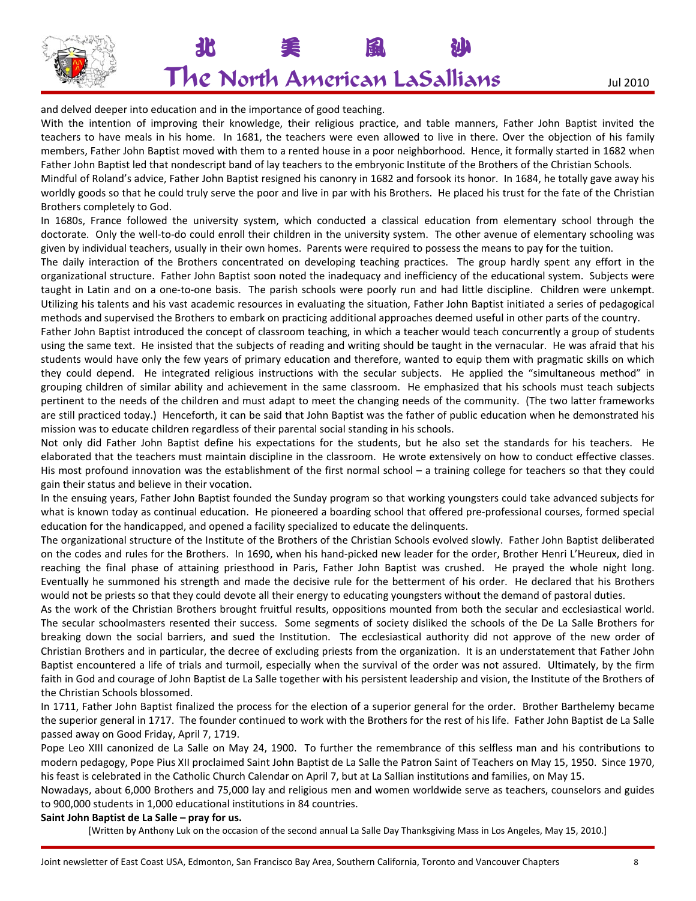and delved deeper into education and in the importance of good teaching.

With the intention of improving their knowledge, their religious practice, and table manners, Father John Baptist invited the teachers to have meals in his home. In 1681, the teachers were even allowed to live in there. Over the objection of his family members, Father John Baptist moved with them to a rented house in a poor neighborhood. Hence, it formally started in 1682 when Father John Baptist led that nondescript band of lay teachers to the embryonic Institute of the Brothers of the Christian Schools.

Mindful of Roland's advice, Father John Baptist resigned his canonry in 1682 and forsook its honor. In 1684, he totally gave away his worldly goods so that he could truly serve the poor and live in par with his Brothers. He placed his trust for the fate of the Christian Brothers completely to God.

In 1680s, France followed the university system, which conducted a classical education from elementary school through the doctorate. Only the well-to-do could enroll their children in the university system. The other avenue of elementary schooling was given by individual teachers, usually in their own homes. Parents were required to possess the means to pay for the tuition.

The daily interaction of the Brothers concentrated on developing teaching practices. The group hardly spent any effort in the organizational structure. Father John Baptist soon noted the inadequacy and inefficiency of the educational system. Subjects were taught in Latin and on a one-to-one basis. The parish schools were poorly run and had little discipline. Children were unkempt. Utilizing his talents and his vast academic resources in evaluating the situation, Father John Baptist initiated a series of pedagogical methods and supervised the Brothers to embark on practicing additional approaches deemed useful in other parts of the country.

Father John Baptist introduced the concept of classroom teaching, in which a teacher would teach concurrently a group of students using the same text. He insisted that the subjects of reading and writing should be taught in the vernacular. He was afraid that his students would have only the few years of primary education and therefore, wanted to equip them with pragmatic skills on which they could depend. He integrated religious instructions with the secular subjects. He applied the "simultaneous method" in grouping children of similar ability and achievement in the same classroom. He emphasized that his schools must teach subjects pertinent to the needs of the children and must adapt to meet the changing needs of the community. (The two latter frameworks are still practiced today.) Henceforth, it can be said that John Baptist was the father of public education when he demonstrated his mission was to educate children regardless of their parental social standing in his schools.

Not only did Father John Baptist define his expectations for the students, but he also set the standards for his teachers. He elaborated that the teachers must maintain discipline in the classroom. He wrote extensively on how to conduct effective classes. His most profound innovation was the establishment of the first normal school – a training college for teachers so that they could gain their status and believe in their vocation.

In the ensuing years, Father John Baptist founded the Sunday program so that working youngsters could take advanced subjects for what is known today as continual education. He pioneered a boarding school that offered pre-professional courses, formed special education for the handicapped, and opened a facility specialized to educate the delinquents.

The organizational structure of the Institute of the Brothers of the Christian Schools evolved slowly. Father John Baptist deliberated on the codes and rules for the Brothers. In 1690, when his hand-picked new leader for the order, Brother Henri L'Heureux, died in reaching the final phase of attaining priesthood in Paris, Father John Baptist was crushed. He prayed the whole night long. Eventually he summoned his strength and made the decisive rule for the betterment of his order. He declared that his Brothers would not be priests so that they could devote all their energy to educating youngsters without the demand of pastoral duties.

As the work of the Christian Brothers brought fruitful results, oppositions mounted from both the secular and ecclesiastical world. The secular schoolmasters resented their success. Some segments of society disliked the schools of the De La Salle Brothers for breaking down the social barriers, and sued the Institution. The ecclesiastical authority did not approve of the new order of Christian Brothers and in particular, the decree of excluding priests from the organization. It is an understatement that Father John Baptist encountered a life of trials and turmoil, especially when the survival of the order was not assured. Ultimately, by the firm faith in God and courage of John Baptist de La Salle together with his persistent leadership and vision, the Institute of the Brothers of the Christian Schools blossomed.

In 1711, Father John Baptist finalized the process for the election of a superior general for the order. Brother Barthelemy became the superior general in 1717. The founder continued to work with the Brothers for the rest of his life. Father John Baptist de La Salle passed away on Good Friday, April 7, 1719.

Pope Leo XIII canonized de La Salle on May 24, 1900. To further the remembrance of this selfless man and his contributions to modern pedagogy, Pope Pius XII proclaimed Saint John Baptist de La Salle the Patron Saint of Teachers on May 15, 1950. Since 1970, his feast is celebrated in the Catholic Church Calendar on April 7, but at La Sallian institutions and families, on May 15.

Nowadays, about 6,000 Brothers and 75,000 lay and religious men and women worldwide serve as teachers, counselors and guides to 900,000 students in 1,000 educational institutions in 84 countries.

**Saint John Baptist de La Salle – pray for us.**

[Written by Anthony Luk on the occasion of the second annual La Salle Day Thanksgiving Mass in Los Angeles, May 15, 2010.]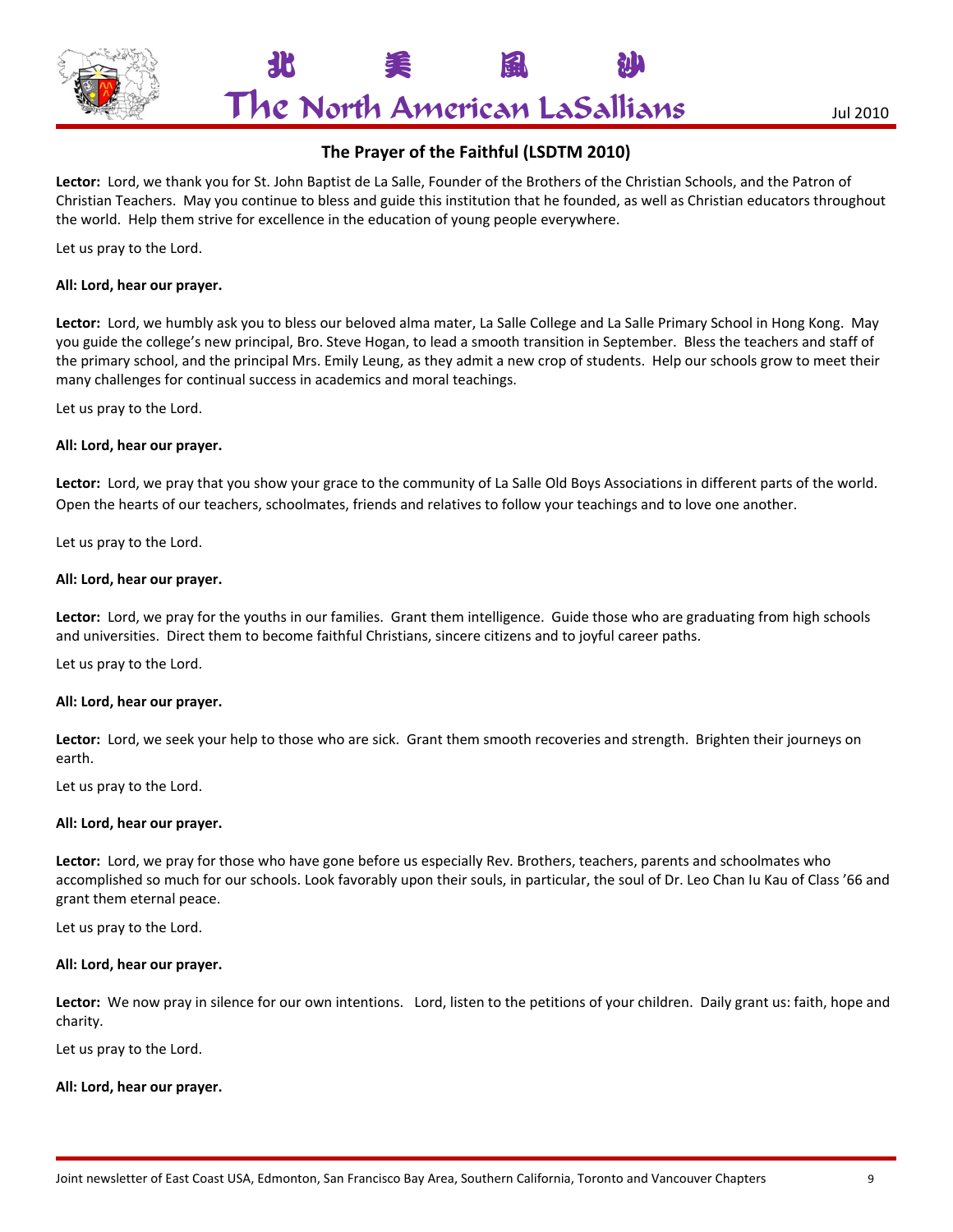## The Prayer of the Faithful (LSDTM 2010)

**Lector:** Lord, we thank you for St. John Baptist de La Salle, Founder of the Brothers of the Christian Schools, and the Patron of Christian Teachers. May you continue to bless and guide this institution that he founded, as well as Christian educators throughout the world. Help them strive for excellence in the education of young people everywhere.

Let us pray to the Lord.

**All: Lord, hear our prayer.**

**Lector:** Lord, we humbly ask you to bless our beloved alma mater, La Salle College and La Salle Primary School in Hong Kong. May you guide the college's new principal, Bro. Steve Hogan, to lead a smooth transition in September. Bless the teachers and staff of the primary school, and the principal Mrs. Emily Leung, as they admit a new crop of students. Help our schools grow to meet their many challenges for continual success in academics and moral teachings.

Let us pray to the Lord.

**All: Lord, hear our prayer.**

**Lector:** Lord, we pray that you show your grace to the community of La Salle Old Boys Associations in different parts of the world. Open the hearts of our teachers, schoolmates, friends and relatives to follow your teachings and to love one another.

Let us pray to the Lord.

**All: Lord, hear our prayer.**

**Lector:** Lord, we pray for the youths in our families. Grant them intelligence. Guide those who are graduating from high schools and universities. Direct them to become faithful Christians, sincere citizens and to joyful career paths.

Let us pray to the Lord.

**All: Lord, hear our prayer.**

**Lector:** Lord, we seek your help to those who are sick. Grant them smooth recoveries and strength. Brighten their journeys on earth.

Let us pray to the Lord.

**All: Lord, hear our prayer.**

**Lector:** Lord, we pray for those who have gone before us especially Rev. Brothers, teachers, parents and schoolmates who accomplished so much for our schools. Look favorably upon their souls, in particular, the soul of Dr. Leo Chan Iu Kau of Class '66 and grant them eternal peace.

Let us pray to the Lord.

**All: Lord, hear our prayer.**

**Lector:** We now pray in silence for our own intentions. Lord, listen to the petitions of your children. Daily grant us: faith, hope and charity.

Let us pray to the Lord.

**All: Lord, hear our prayer.**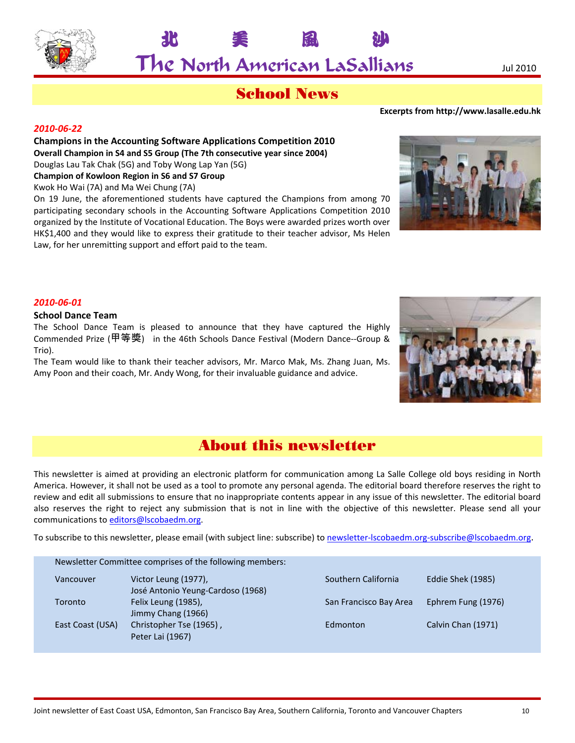## School News

**Excerpts from http://www.lasalle.edu.hk**

***2010-06-22***

**Champions in the Accounting Software Applications Competition 2010**

**Overall Champion in S4 and S5 Group (The 7th consecutive year since 2004)**

Douglas Lau Tak Chak (5G) and Toby Wong Lap Yan (5G)

**Champion of Kowloon Region in S6 and S7 Group**

Kwok Ho Wai (7A) and Ma Wei Chung (7A)

On 19 June, the aforementioned students have captured the Champions from among 70 participating secondary schools in the Accounting Software Applications Competition 2010 organized by the Institute of Vocational Education. The Boys were awarded prizes worth over HK$1,400 and they would like to express their gratitude to their teacher advisor, Ms Helen Law, for her unremitting support and effort paid to the team.

***2010-06-01***

**School Dance Team**

The School Dance Team is pleased to announce that they have captured the Highly Commended Prize (甲等奬) in the 46th Schools Dance Festival (Modern Dance--Group & Trio).

The Team would like to thank their teacher advisors, Mr. Marco Mak, Ms. Zhang Juan, Ms. Amy Poon and their coach, Mr. Andy Wong, for their invaluable guidance and advice.

## About this newsletter

This newsletter is aimed at providing an electronic platform for communication among La Salle College old boys residing in North America. However, it shall not be used as a tool to promote any personal agenda. The editorial board therefore reserves the right to review and edit all submissions to ensure that no inappropriate contents appear in any issue of this newsletter. The editorial board also reserves the right to reject any submission that is not in line with the objective of this newsletter. Please send all your communications to editors@lscobaedm.org.

To subscribe to this newsletter, please email (with subject line: subscribe) to newsletter-lscobaedm.org-subscribe@lscobaedm.org.

Newsletter Committee comprises of the following members:

| | | | |
|---|---|---|---|
| Vancouver | Victor Leung (1977), José Antonio Yeung-Cardoso (1968) | Southern California | Eddie Shek (1985) |
| Toronto | Felix Leung (1985), Jimmy Chang (1966) | San Francisco Bay Area | Ephrem Fung (1976) |
| East Coast (USA) | Christopher Tse (1965), Peter Lai (1967) | Edmonton | Calvin Chan (1971) |